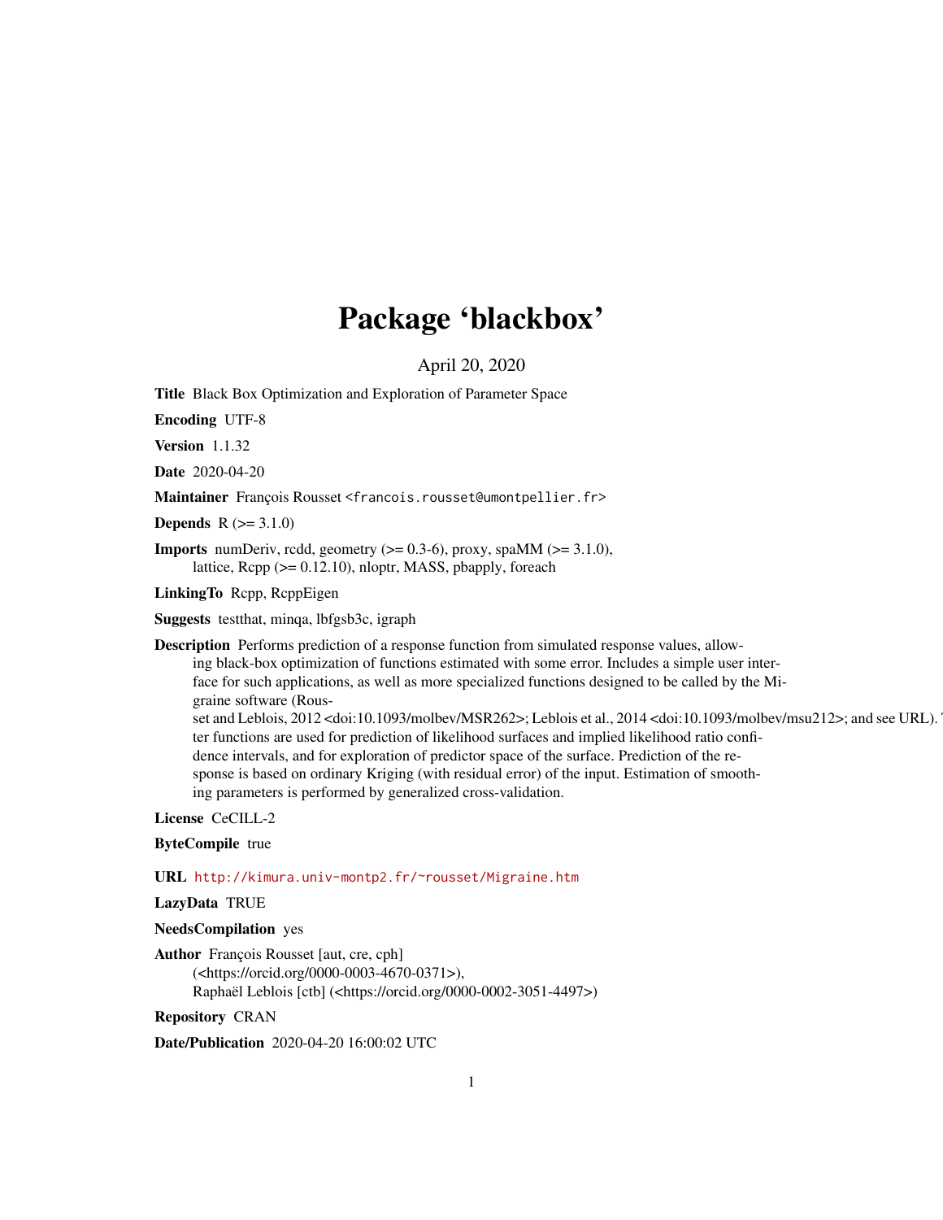# Package 'blackbox'

April 20, 2020

**Title** Black Box Optimization and Exploration of Parameter Space

**Encoding** UTF-8

**Version** 1.1.32

**Date** 2020-04-20

**Maintainer** François Rousset <francois.rousset@umontpellier.fr>

**Depends** R (>= 3.1.0)

**Imports** numDeriv, rcdd, geometry (>= 0.3-6), proxy, spaMM (>= 3.1.0), lattice, Rcpp (>= 0.12.10), nloptr, MASS, pbapply, foreach

**LinkingTo** Rcpp, RcppEigen

**Suggests** testthat, minqa, lbfgsb3c, igraph

**Description** Performs prediction of a response function from simulated response values, allowing black-box optimization of functions estimated with some error. Includes a simple user interface for such applications, as well as more specialized functions designed to be called by the Migraine software (Rousset and Leblois, 2012 <doi:10.1093/molbev/MSR262>; Leblois et al., 2014 <doi:10.1093/molbev/msu212>; and see URL). The latter functions are used for prediction of likelihood surfaces and implied likelihood ratio confidence intervals, and for exploration of predictor space of the surface. Prediction of the response is based on ordinary Kriging (with residual error) of the input. Estimation of smoothing parameters is performed by generalized cross-validation.

**License** CeCILL-2

**ByteCompile** true

**URL** http://kimura.univ-montp2.fr/~rousset/Migraine.htm

**LazyData** TRUE

**NeedsCompilation** yes

**Author** François Rousset [aut, cre, cph] (<https://orcid.org/0000-0003-4670-0371>), Raphaël Leblois [ctb] (<https://orcid.org/0000-0002-3051-4497>)

**Repository** CRAN

**Date/Publication** 2020-04-20 16:00:02 UTC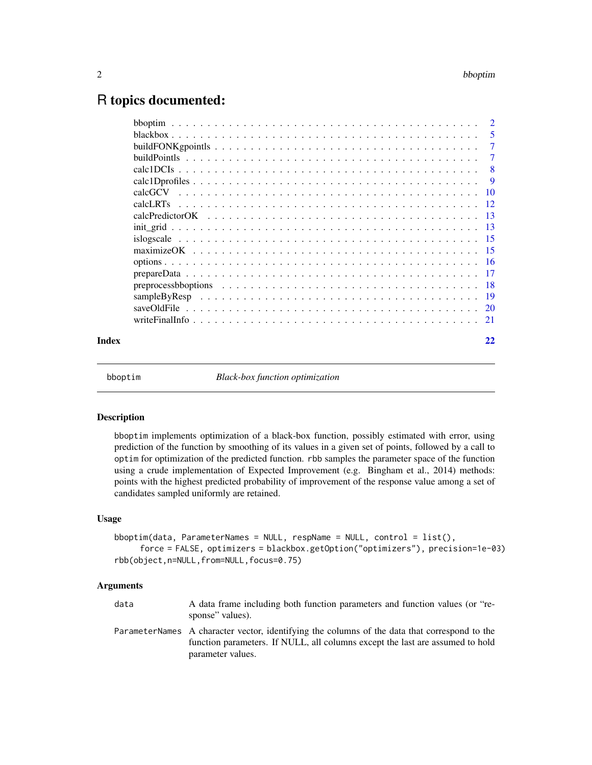# R topics documented:

| | |
|---|---|
| bboptim | 2 |
| blackbox | 5 |
| buildFONKgpointls | 7 |
| buildPointls | 7 |
| calc1DCIs | 8 |
| calc1Dprofiles | 9 |
| calcGCV | 10 |
| calcLRTs | 12 |
| calcPredictorOK | 13 |
| init_grid | 13 |
| islogscale | 15 |
| maximizeOK | 15 |
| options | 16 |
| prepareData | 17 |
| preprocessbboptions | 18 |
| sampleByResp | 19 |
| saveOldFile | 20 |
| writeFinalInfo | 21 |
| **Index** | **22** |

---

bboptim — *Black-box function optimization*

---

## Description

`bboptim` implements optimization of a black-box function, possibly estimated with error, using prediction of the function by smoothing of its values in a given set of points, followed by a call to `optim` for optimization of the predicted function. `rbb` samples the parameter space of the function using a crude implementation of Expected Improvement (e.g. Bingham et al., 2014) methods: points with the highest predicted probability of improvement of the response value among a set of candidates sampled uniformly are retained.

## Usage

```
bboptim(data, ParameterNames = NULL, respName = NULL, control = list(),
     force = FALSE, optimizers = blackbox.getOption("optimizers"), precision=1e-03)
rbb(object,n=NULL,from=NULL,focus=0.75)
```

## Arguments

| | |
|---|---|
| `data` | A data frame including both function parameters and function values (or "response" values). |
| `ParameterNames` | A character vector, identifying the columns of the data that correspond to the function parameters. If NULL, all columns except the last are assumed to hold parameter values. |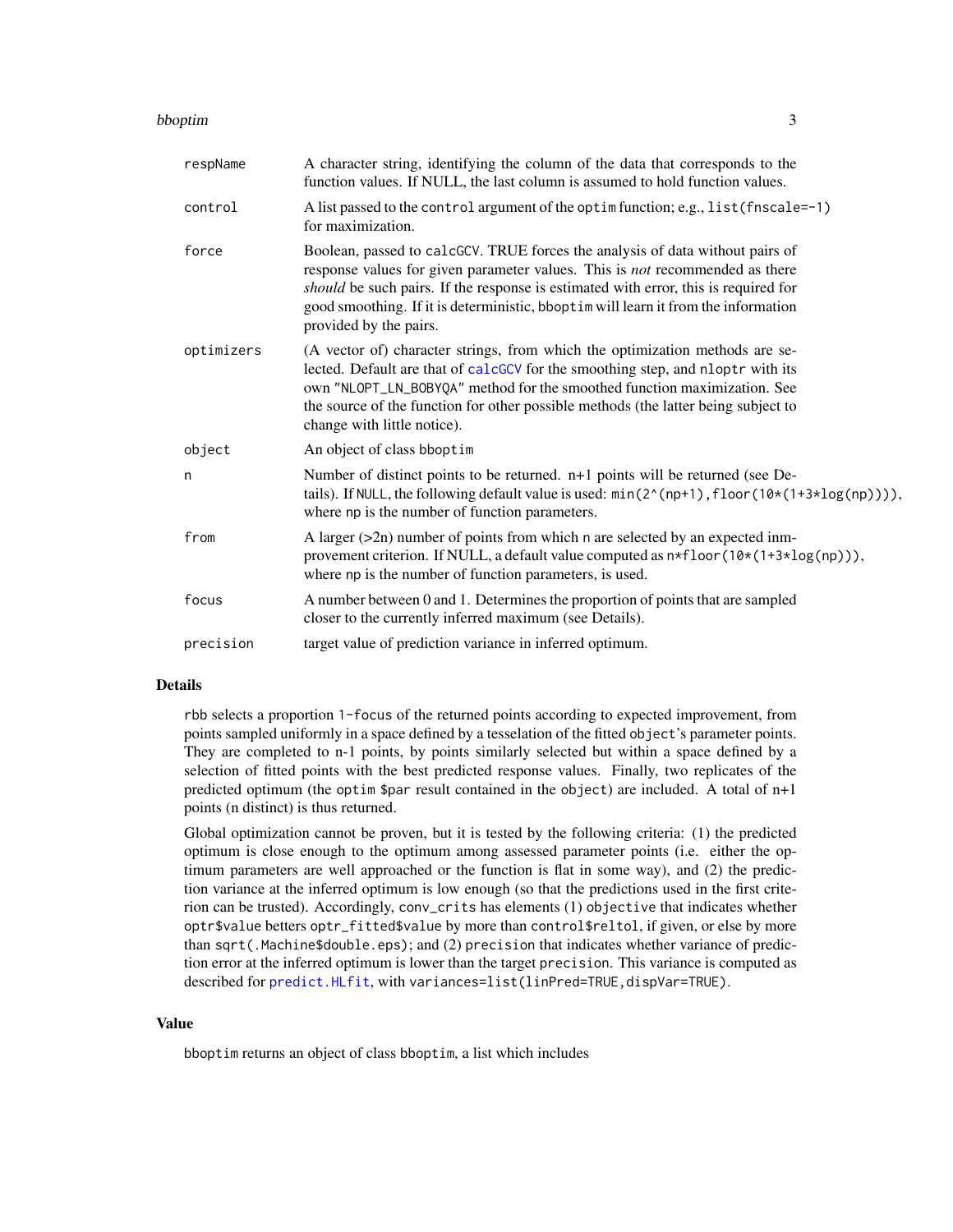| | |
|---|---|
| respName | A character string, identifying the column of the data that corresponds to the function values. If NULL, the last column is assumed to hold function values. |
| control | A list passed to the control argument of the optim function; e.g., `list(fnscale=-1)` for maximization. |
| force | Boolean, passed to calcGCV. TRUE forces the analysis of data without pairs of response values for given parameter values. This is *not* recommended as there *should* be such pairs. If the response is estimated with error, this is required for good smoothing. If it is deterministic, bboptim will learn it from the information provided by the pairs. |
| optimizers | (A vector of) character strings, from which the optimization methods are selected. Default are that of calcGCV for the smoothing step, and nloptr with its own "NLOPT_LN_BOBYQA" method for the smoothed function maximization. See the source of the function for other possible methods (the latter being subject to change with little notice). |
| object | An object of class bboptim |
| n | Number of distinct points to be returned. n+1 points will be returned (see Details). If NULL, the following default value is used: `min(2^(np+1),floor(10*(1+3*log(np))))`, where np is the number of function parameters. |
| from | A larger (>2n) number of points from which n are selected by an expected inmprovement criterion. If NULL, a default value computed as `n*floor(10*(1+3*log(np)))`, where np is the number of function parameters, is used. |
| focus | A number between 0 and 1. Determines the proportion of points that are sampled closer to the currently inferred maximum (see Details). |
| precision | target value of prediction variance in inferred optimum. |

## Details

rbb selects a proportion 1-focus of the returned points according to expected improvement, from points sampled uniformly in a space defined by a tesselation of the fitted object's parameter points. They are completed to n-1 points, by points similarly selected but within a space defined by a selection of fitted points with the best predicted response values. Finally, two replicates of the predicted optimum (the optim $par result contained in the object) are included. A total of n+1 points (n distinct) is thus returned.

Global optimization cannot be proven, but it is tested by the following criteria: (1) the predicted optimum is close enough to the optimum among assessed parameter points (i.e. either the optimum parameters are well approached or the function is flat in some way), and (2) the prediction variance at the inferred optimum is low enough (so that the predictions used in the first criterion can be trusted). Accordingly, conv_crits has elements (1) objective that indicates whether optr$value betters optr_fitted$value by more than control$reltol, if given, or else by more than sqrt(.Machine$double.eps); and (2) precision that indicates whether variance of prediction error at the inferred optimum is lower than the target precision. This variance is computed as described for predict.HLfit, with variances=list(linPred=TRUE,dispVar=TRUE).

## Value

bboptim returns an object of class bboptim, a list which includes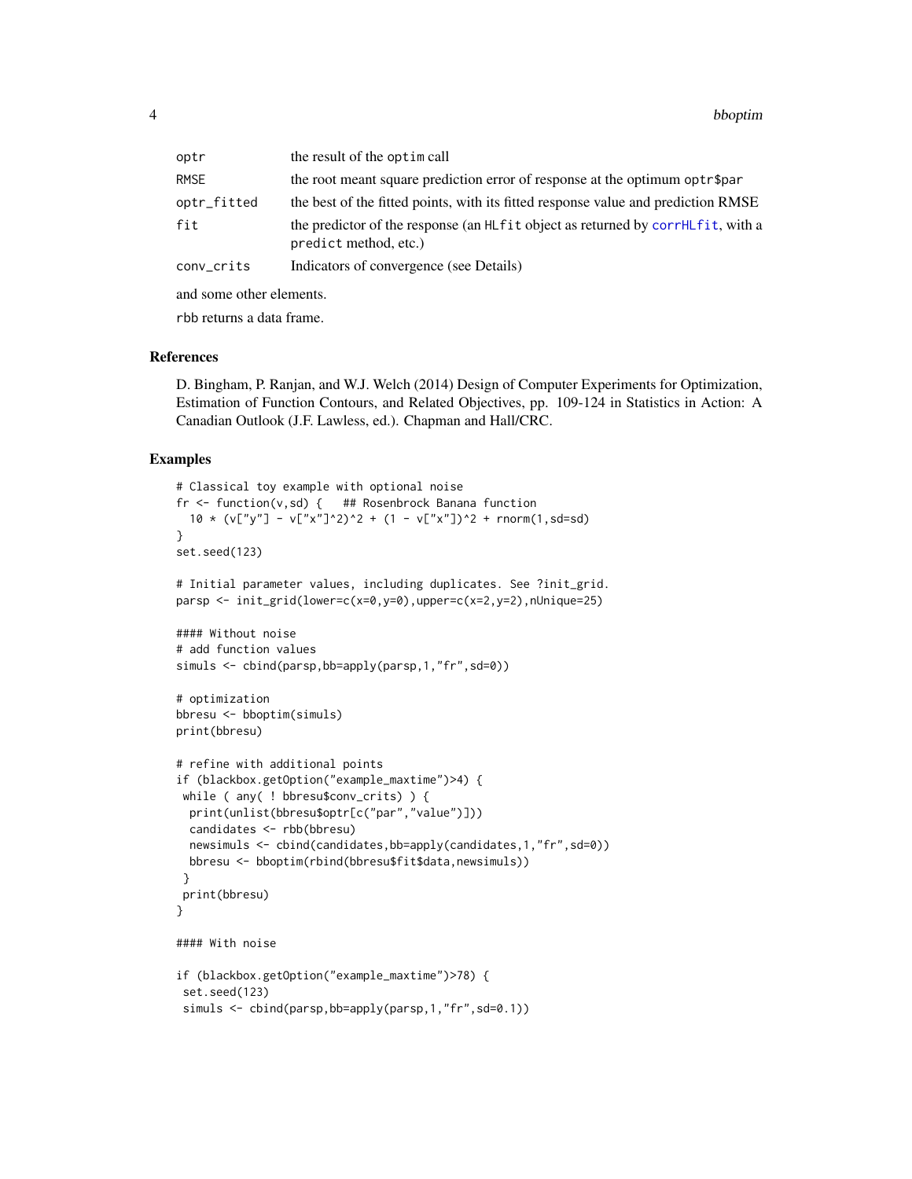| | |
|---|---|
| optr | the result of the optim call |
| RMSE | the root meant square prediction error of response at the optimum optr$par |
| optr_fitted | the best of the fitted points, with its fitted response value and prediction RMSE |
| fit | the predictor of the response (an HLfit object as returned by corrHLfit, with a predict method, etc.) |
| conv_crits | Indicators of convergence (see Details) |

and some other elements.

rbb returns a data frame.

## References

D. Bingham, P. Ranjan, and W.J. Welch (2014) Design of Computer Experiments for Optimization, Estimation of Function Contours, and Related Objectives, pp. 109-124 in Statistics in Action: A Canadian Outlook (J.F. Lawless, ed.). Chapman and Hall/CRC.

## Examples

```
# Classical toy example with optional noise
fr <- function(v,sd) {   ## Rosenbrock Banana function
  10 * (v["y"] - v["x"]^2)^2 + (1 - v["x"])^2 + rnorm(1,sd=sd)
}
set.seed(123)

# Initial parameter values, including duplicates. See ?init_grid.
parsp <- init_grid(lower=c(x=0,y=0),upper=c(x=2,y=2),nUnique=25)

#### Without noise
# add function values
simuls <- cbind(parsp,bb=apply(parsp,1,"fr",sd=0))

# optimization
bbresu <- bboptim(simuls)
print(bbresu)

# refine with additional points
if (blackbox.getOption("example_maxtime")>4) {
 while ( any( ! bbresu$conv_crits) ) {
  print(unlist(bbresu$optr[c("par","value")]))
  candidates <- rbb(bbresu)
  newsimuls <- cbind(candidates,bb=apply(candidates,1,"fr",sd=0))
  bbresu <- bboptim(rbind(bbresu$fit$data,newsimuls))
 }
 print(bbresu)
}

#### With noise

if (blackbox.getOption("example_maxtime")>78) {
 set.seed(123)
 simuls <- cbind(parsp,bb=apply(parsp,1,"fr",sd=0.1))
```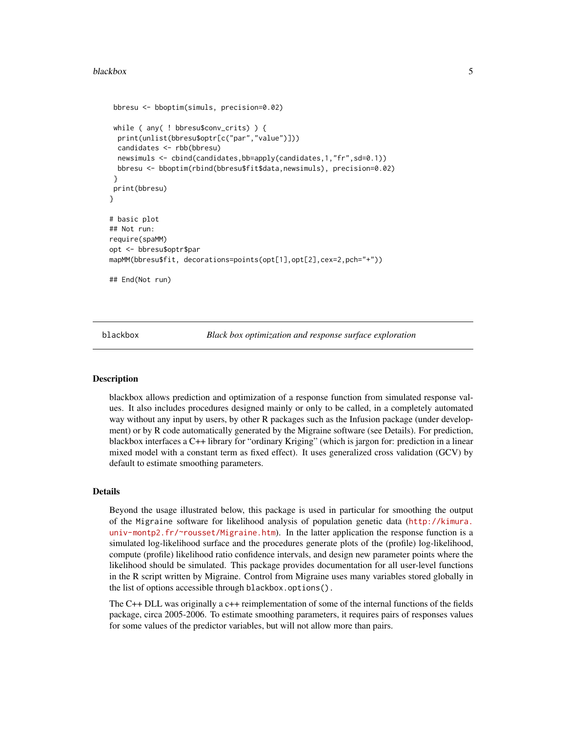```
 bbresu <- bboptim(simuls, precision=0.02)

 while ( any( ! bbresu$conv_crits) ) {
  print(unlist(bbresu$optr[c("par","value")]))
  candidates <- rbb(bbresu)
  newsimuls <- cbind(candidates,bb=apply(candidates,1,"fr",sd=0.1))
  bbresu <- bboptim(rbind(bbresu$fit$data,newsimuls), precision=0.02)
 }
 print(bbresu)
}

# basic plot
## Not run:
require(spaMM)
opt <- bbresu$optr$par
mapMM(bbresu$fit, decorations=points(opt[1],opt[2],cex=2,pch="+"))

## End(Not run)
```

---

## blackbox — *Black box optimization and response surface exploration*

### Description

blackbox allows prediction and optimization of a response function from simulated response values. It also includes procedures designed mainly or only to be called, in a completely automated way without any input by users, by other R packages such as the Infusion package (under development) or by R code automatically generated by the Migraine software (see Details). For prediction, blackbox interfaces a C++ library for "ordinary Kriging" (which is jargon for: prediction in a linear mixed model with a constant term as fixed effect). It uses generalized cross validation (GCV) by default to estimate smoothing parameters.

### Details

Beyond the usage illustrated below, this package is used in particular for smoothing the output of the Migraine software for likelihood analysis of population genetic data (http://kimura.univ-montp2.fr/~rousset/Migraine.htm). In the latter application the response function is a simulated log-likelihood surface and the procedures generate plots of the (profile) log-likelihood, compute (profile) likelihood ratio confidence intervals, and design new parameter points where the likelihood should be simulated. This package provides documentation for all user-level functions in the R script written by Migraine. Control from Migraine uses many variables stored globally in the list of options accessible through `blackbox.options()`.

The C++ DLL was originally a c++ reimplementation of some of the internal functions of the fields package, circa 2005-2006. To estimate smoothing parameters, it requires pairs of responses values for some values of the predictor variables, but will not allow more than pairs.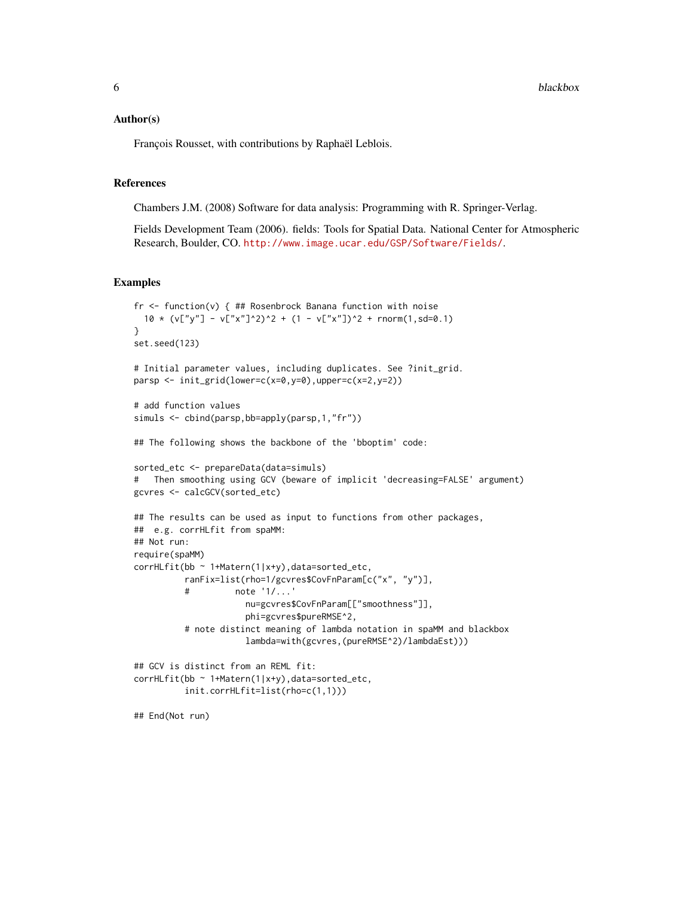### Author(s)

François Rousset, with contributions by Raphaël Leblois.

### References

Chambers J.M. (2008) Software for data analysis: Programming with R. Springer-Verlag.

Fields Development Team (2006). fields: Tools for Spatial Data. National Center for Atmospheric Research, Boulder, CO. http://www.image.ucar.edu/GSP/Software/Fields/.

### Examples

```
fr <- function(v) { ## Rosenbrock Banana function with noise
  10 * (v["y"] - v["x"]^2)^2 + (1 - v["x"])^2 + rnorm(1,sd=0.1)
}
set.seed(123)

# Initial parameter values, including duplicates. See ?init_grid.
parsp <- init_grid(lower=c(x=0,y=0),upper=c(x=2,y=2))

# add function values
simuls <- cbind(parsp,bb=apply(parsp,1,"fr"))

## The following shows the backbone of the 'bboptim' code:

sorted_etc <- prepareData(data=simuls)
#   Then smoothing using GCV (beware of implicit 'decreasing=FALSE' argument)
gcvres <- calcGCV(sorted_etc)

## The results can be used as input to functions from other packages,
##  e.g. corrHLfit from spaMM:
## Not run:
require(spaMM)
corrHLfit(bb ~ 1+Matern(1|x+y),data=sorted_etc,
          ranFix=list(rho=1/gcvres$CovFnParam[c("x", "y")],
          #         note '1/...'
                      nu=gcvres$CovFnParam[["smoothness"]],
                      phi=gcvres$pureRMSE^2,
          # note distinct meaning of lambda notation in spaMM and blackbox
                      lambda=with(gcvres,(pureRMSE^2)/lambdaEst)))

## GCV is distinct from an REML fit:
corrHLfit(bb ~ 1+Matern(1|x+y),data=sorted_etc,
          init.corrHLfit=list(rho=c(1,1)))

## End(Not run)
```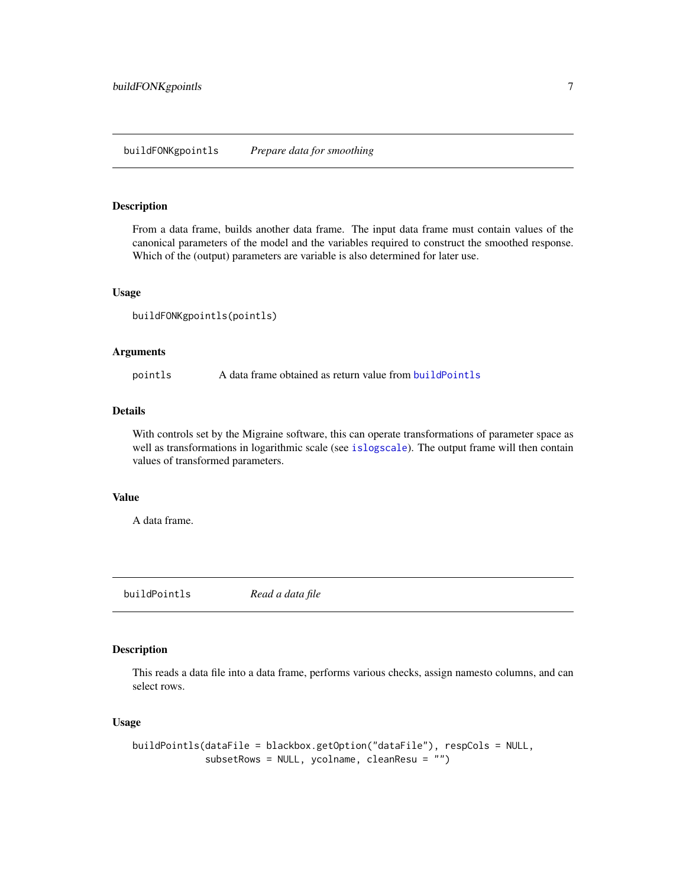## buildFONKgpointls    *Prepare data for smoothing*

### Description

From a data frame, builds another data frame. The input data frame must contain values of the canonical parameters of the model and the variables required to construct the smoothed response. Which of the (output) parameters are variable is also determined for later use.

### Usage

```
buildFONKgpointls(pointls)
```

### Arguments

| | |
|---|---|
| pointls | A data frame obtained as return value from buildPointls |

### Details

With controls set by the Migraine software, this can operate transformations of parameter space as well as transformations in logarithmic scale (see islogscale). The output frame will then contain values of transformed parameters.

### Value

A data frame.

## buildPointls    *Read a data file*

### Description

This reads a data file into a data frame, performs various checks, assign namesto columns, and can select rows.

### Usage

```
buildPointls(dataFile = blackbox.getOption("dataFile"), respCols = NULL,
             subsetRows = NULL, ycolname, cleanResu = "")
```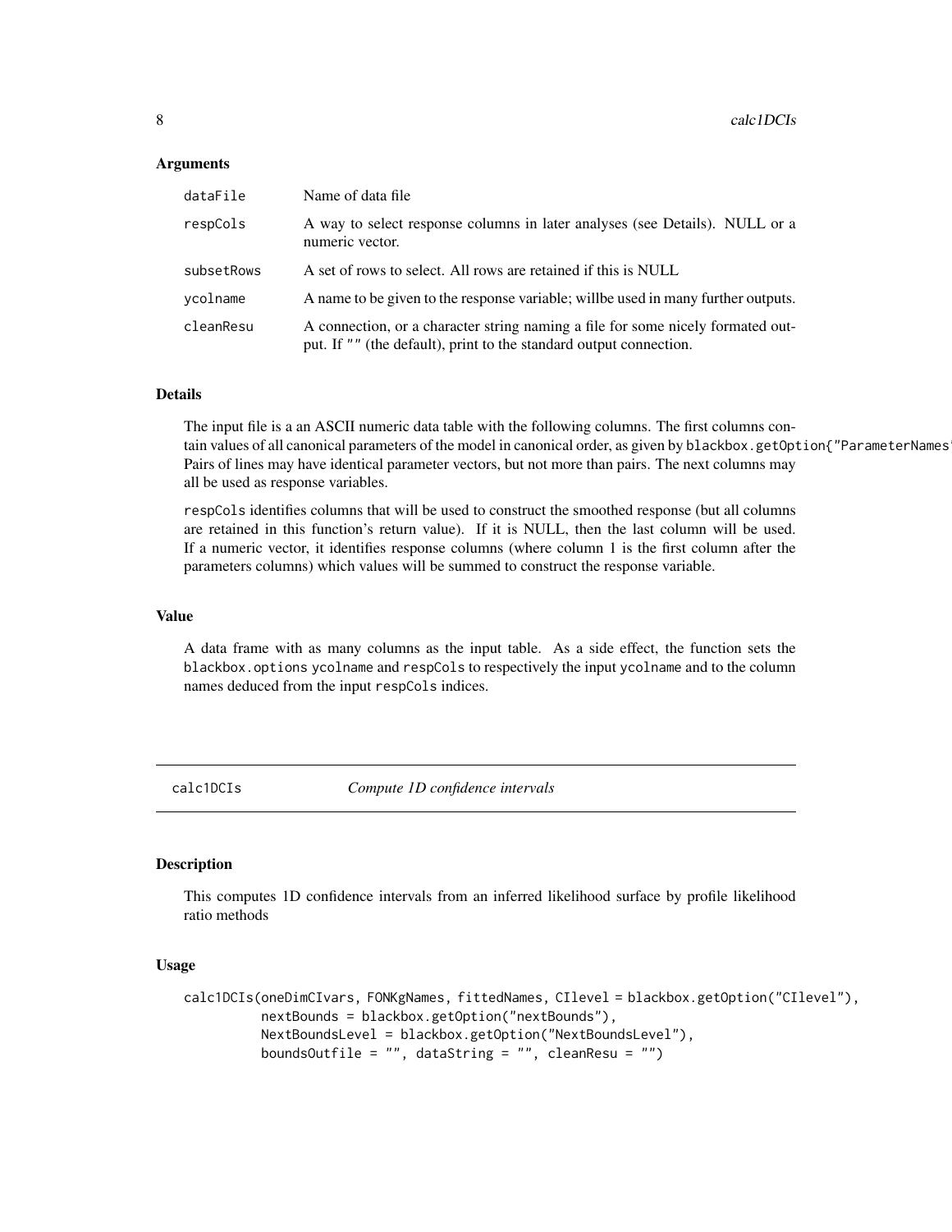### Arguments

| | |
|---|---|
| `dataFile` | Name of data file |
| `respCols` | A way to select response columns in later analyses (see Details). NULL or a numeric vector. |
| `subsetRows` | A set of rows to select. All rows are retained if this is NULL |
| `ycolname` | A name to be given to the response variable; willbe used in many further outputs. |
| `cleanResu` | A connection, or a character string naming a file for some nicely formated output. If "" (the default), print to the standard output connection. |

### Details

The input file is a an ASCII numeric data table with the following columns. The first columns contain values of all canonical parameters of the model in canonical order, as given by `blackbox.getOption("ParameterNames"` Pairs of lines may have identical parameter vectors, but not more than pairs. The next columns may all be used as response variables.

`respCols` identifies columns that will be used to construct the smoothed response (but all columns are retained in this function's return value). If it is NULL, then the last column will be used. If a numeric vector, it identifies response columns (where column 1 is the first column after the parameters columns) which values will be summed to construct the response variable.

### Value

A data frame with as many columns as the input table. As a side effect, the function sets the `blackbox.options` `ycolname` and `respCols` to respectively the input `ycolname` and to the column names deduced from the input `respCols` indices.

---

## calc1DCIs — *Compute 1D confidence intervals*

---

### Description

This computes 1D confidence intervals from an inferred likelihood surface by profile likelihood ratio methods

### Usage

```
calc1DCIs(oneDimCIvars, FONKgNames, fittedNames, CIlevel = blackbox.getOption("CIlevel"),
          nextBounds = blackbox.getOption("nextBounds"),
          NextBoundsLevel = blackbox.getOption("NextBoundsLevel"),
          boundsOutfile = "", dataString = "", cleanResu = "")
```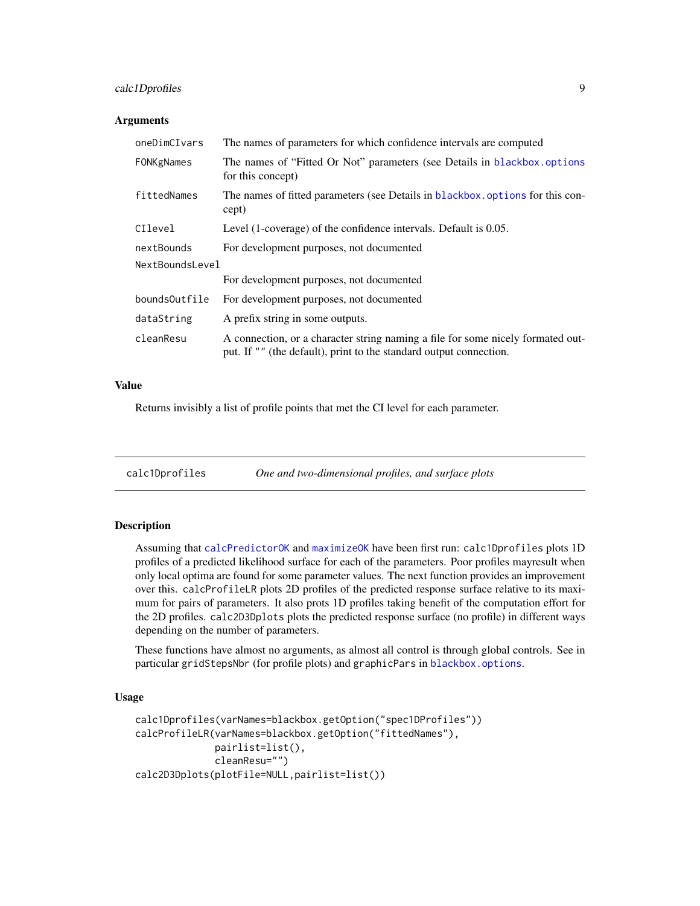### Arguments

| | |
|---|---|
| `oneDimCIvars` | The names of parameters for which confidence intervals are computed |
| `FONKgNames` | The names of "Fitted Or Not" parameters (see Details in `blackbox.options` for this concept) |
| `fittedNames` | The names of fitted parameters (see Details in `blackbox.options` for this concept) |
| `CIlevel` | Level (1-coverage) of the confidence intervals. Default is 0.05. |
| `nextBounds` | For development purposes, not documented |
| `NextBoundsLevel` | For development purposes, not documented |
| `boundsOutfile` | For development purposes, not documented |
| `dataString` | A prefix string in some outputs. |
| `cleanResu` | A connection, or a character string naming a file for some nicely formated output. If `""` (the default), print to the standard output connection. |

### Value

Returns invisibly a list of profile points that met the CI level for each parameter.

---

## calc1Dprofiles — *One and two-dimensional profiles, and surface plots*

### Description

Assuming that `calcPredictorOK` and `maximizeOK` have been first run: `calc1Dprofiles` plots 1D profiles of a predicted likelihood surface for each of the parameters. Poor profiles mayresult when only local optima are found for some parameter values. The next function provides an improvement over this. `calcProfileLR` plots 2D profiles of the predicted response surface relative to its maximum for pairs of parameters. It also prots 1D profiles taking benefit of the computation effort for the 2D profiles. `calc2D3Dplots` plots the predicted response surface (no profile) in different ways depending on the number of parameters.

These functions have almost no arguments, as almost all control is through global controls. See in particular `gridStepsNbr` (for profile plots) and `graphicPars` in `blackbox.options`.

### Usage

```
calc1Dprofiles(varNames=blackbox.getOption("spec1DProfiles"))
calcProfileLR(varNames=blackbox.getOption("fittedNames"),
              pairlist=list(),
              cleanResu="")
calc2D3Dplots(plotFile=NULL,pairlist=list())
```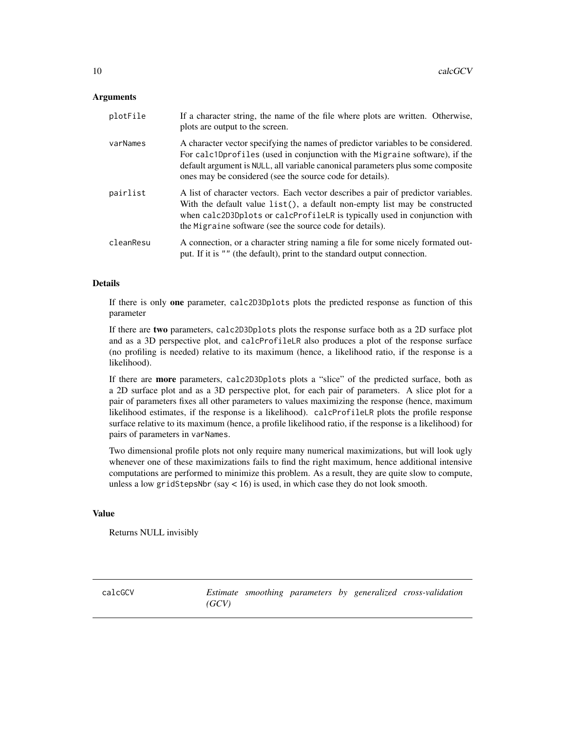### Arguments

| | |
|---|---|
| plotFile | If a character string, the name of the file where plots are written. Otherwise, plots are output to the screen. |
| varNames | A character vector specifying the names of predictor variables to be considered. For `calc1Dprofiles` (used in conjunction with the `Migraine` software), if the default argument is `NULL`, all variable canonical parameters plus some composite ones may be considered (see the source code for details). |
| pairlist | A list of character vectors. Each vector describes a pair of predictor variables. With the default value `list()`, a default non-empty list may be constructed when `calc2D3Dplots` or `calcProfileLR` is typically used in conjunction with the `Migraine` software (see the source code for details). |
| cleanResu | A connection, or a character string naming a file for some nicely formated output. If it is `""` (the default), print to the standard output connection. |

### Details

If there is only **one** parameter, `calc2D3Dplots` plots the predicted response as function of this parameter

If there are **two** parameters, `calc2D3Dplots` plots the response surface both as a 2D surface plot and as a 3D perspective plot, and `calcProfileLR` also produces a plot of the response surface (no profiling is needed) relative to its maximum (hence, a likelihood ratio, if the response is a likelihood).

If there are **more** parameters, `calc2D3Dplots` plots a "slice" of the predicted surface, both as a 2D surface plot and as a 3D perspective plot, for each pair of parameters. A slice plot for a pair of parameters fixes all other parameters to values maximizing the response (hence, maximum likelihood estimates, if the response is a likelihood). `calcProfileLR` plots the profile response surface relative to its maximum (hence, a profile likelihood ratio, if the response is a likelihood) for pairs of parameters in `varNames`.

Two dimensional profile plots not only require many numerical maximizations, but will look ugly whenever one of these maximizations fails to find the right maximum, hence additional intensive computations are performed to minimize this problem. As a result, they are quite slow to compute, unless a low `gridStepsNbr` (say < 16) is used, in which case they do not look smooth.

### Value

Returns NULL invisibly

---

## calcGCV — *Estimate smoothing parameters by generalized cross-validation (GCV)*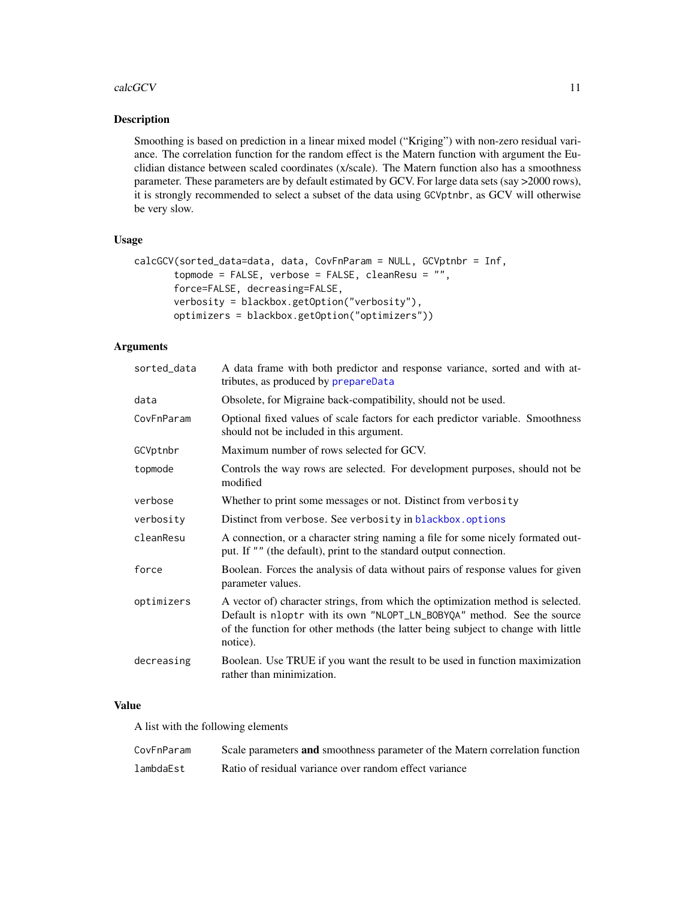## Description

Smoothing is based on prediction in a linear mixed model ("Kriging") with non-zero residual variance. The correlation function for the random effect is the Matern function with argument the Euclidian distance between scaled coordinates (x/scale). The Matern function also has a smoothness parameter. These parameters are by default estimated by GCV. For large data sets (say >2000 rows), it is strongly recommended to select a subset of the data using `GCVptnbr`, as GCV will otherwise be very slow.

## Usage

```
calcGCV(sorted_data=data, data, CovFnParam = NULL, GCVptnbr = Inf,
       topmode = FALSE, verbose = FALSE, cleanResu = "",
       force=FALSE, decreasing=FALSE,
       verbosity = blackbox.getOption("verbosity"),
       optimizers = blackbox.getOption("optimizers"))
```

## Arguments

| | |
|---|---|
| `sorted_data` | A data frame with both predictor and response variance, sorted and with attributes, as produced by `prepareData` |
| `data` | Obsolete, for Migraine back-compatibility, should not be used. |
| `CovFnParam` | Optional fixed values of scale factors for each predictor variable. Smoothness should not be included in this argument. |
| `GCVptnbr` | Maximum number of rows selected for GCV. |
| `topmode` | Controls the way rows are selected. For development purposes, should not be modified |
| `verbose` | Whether to print some messages or not. Distinct from `verbosity` |
| `verbosity` | Distinct from `verbose`. See `verbosity` in `blackbox.options` |
| `cleanResu` | A connection, or a character string naming a file for some nicely formated output. If `""` (the default), print to the standard output connection. |
| `force` | Boolean. Forces the analysis of data without pairs of response values for given parameter values. |
| `optimizers` | A vector of) character strings, from which the optimization method is selected. Default is `nloptr` with its own `"NLOPT_LN_BOBYQA"` method. See the source of the function for other methods (the latter being subject to change with little notice). |
| `decreasing` | Boolean. Use TRUE if you want the result to be used in function maximization rather than minimization. |

## Value

A list with the following elements

| | |
|---|---|
| `CovFnParam` | Scale parameters **and** smoothness parameter of the Matern correlation function |
| `lambdaEst` | Ratio of residual variance over random effect variance |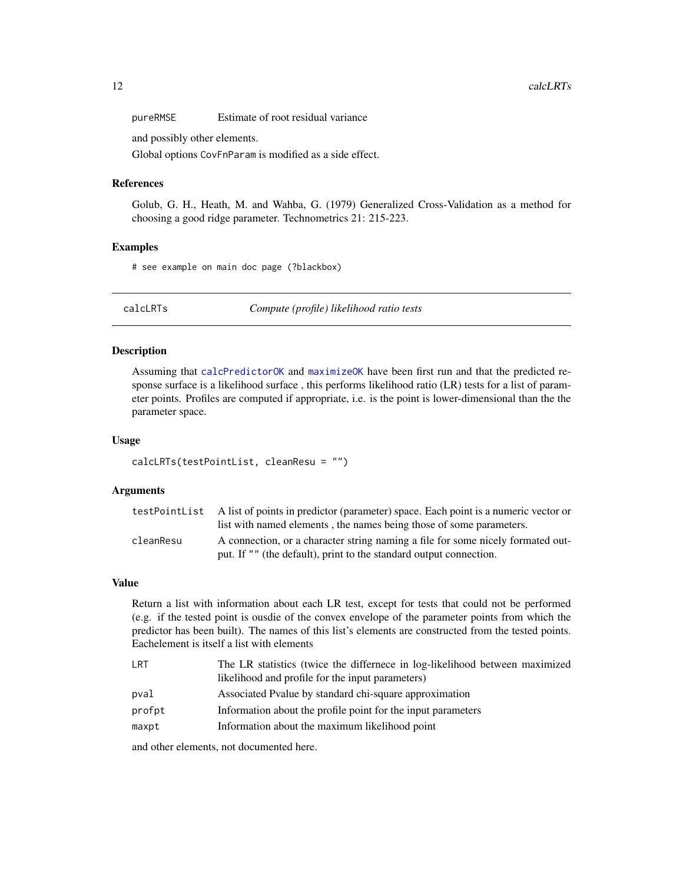| | |
|---|---|
| pureRMSE | Estimate of root residual variance |

and possibly other elements.

Global options `CovFnParam` is modified as a side effect.

### References

Golub, G. H., Heath, M. and Wahba, G. (1979) Generalized Cross-Validation as a method for choosing a good ridge parameter. Technometrics 21: 215-223.

### Examples

```
# see example on main doc page (?blackbox)
```

---

## calcLRTs — *Compute (profile) likelihood ratio tests*

---

### Description

Assuming that `calcPredictorOK` and `maximizeOK` have been first run and that the predicted response surface is a likelihood surface , this performs likelihood ratio (LR) tests for a list of parameter points. Profiles are computed if appropriate, i.e. is the point is lower-dimensional than the the parameter space.

### Usage

```
calcLRTs(testPointList, cleanResu = "")
```

### Arguments

| | |
|---|---|
| testPointList | A list of points in predictor (parameter) space. Each point is a numeric vector or list with named elements , the names being those of some parameters. |
| cleanResu | A connection, or a character string naming a file for some nicely formated output. If "" (the default), print to the standard output connection. |

### Value

Return a list with information about each LR test, except for tests that could not be performed (e.g. if the tested point is ousdie of the convex envelope of the parameter points from which the predictor has been built). The names of this list's elements are constructed from the tested points. Eachelement is itself a list with elements

| | |
|---|---|
| LRT | The LR statistics (twice the differnece in log-likelihood between maximized likelihood and profile for the input parameters) |
| pval | Associated Pvalue by standard chi-square approximation |
| profpt | Information about the profile point for the input parameters |
| maxpt | Information about the maximum likelihood point |

and other elements, not documented here.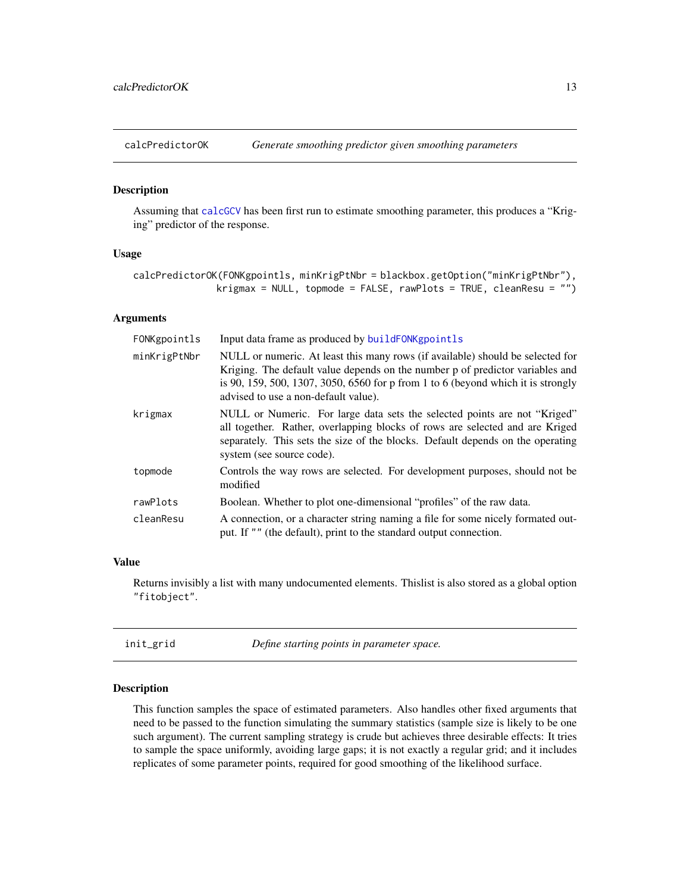## calcPredictorOK — *Generate smoothing predictor given smoothing parameters*

### Description

Assuming that calcGCV has been first run to estimate smoothing parameter, this produces a "Kriging" predictor of the response.

### Usage

```
calcPredictorOK(FONKgpointls, minKrigPtNbr = blackbox.getOption("minKrigPtNbr"),
              krigmax = NULL, topmode = FALSE, rawPlots = TRUE, cleanResu = "")
```

### Arguments

| | |
|---|---|
| FONKgpointls | Input data frame as produced by buildFONKgpointls |
| minKrigPtNbr | NULL or numeric. At least this many rows (if available) should be selected for Kriging. The default value depends on the number p of predictor variables and is 90, 159, 500, 1307, 3050, 6560 for p from 1 to 6 (beyond which it is strongly advised to use a non-default value). |
| krigmax | NULL or Numeric. For large data sets the selected points are not "Kriged" all together. Rather, overlapping blocks of rows are selected and are Kriged separately. This sets the size of the blocks. Default depends on the operating system (see source code). |
| topmode | Controls the way rows are selected. For development purposes, should not be modified |
| rawPlots | Boolean. Whether to plot one-dimensional "profiles" of the raw data. |
| cleanResu | A connection, or a character string naming a file for some nicely formated output. If "" (the default), print to the standard output connection. |

### Value

Returns invisibly a list with many undocumented elements. Thislist is also stored as a global option "fitobject".

## init_grid — *Define starting points in parameter space.*

### Description

This function samples the space of estimated parameters. Also handles other fixed arguments that need to be passed to the function simulating the summary statistics (sample size is likely to be one such argument). The current sampling strategy is crude but achieves three desirable effects: It tries to sample the space uniformly, avoiding large gaps; it is not exactly a regular grid; and it includes replicates of some parameter points, required for good smoothing of the likelihood surface.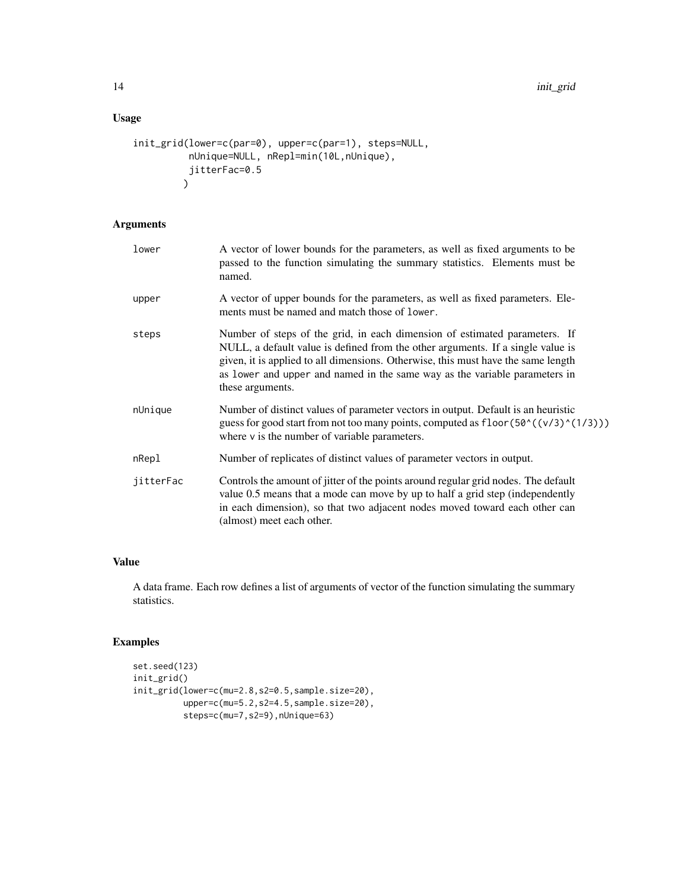## Usage

```
init_grid(lower=c(par=0), upper=c(par=1), steps=NULL,
          nUnique=NULL, nRepl=min(10L,nUnique),
          jitterFac=0.5
         )
```

## Arguments

| | |
|---|---|
| lower | A vector of lower bounds for the parameters, as well as fixed arguments to be passed to the function simulating the summary statistics. Elements must be named. |
| upper | A vector of upper bounds for the parameters, as well as fixed parameters. Elements must be named and match those of `lower`. |
| steps | Number of steps of the grid, in each dimension of estimated parameters. If NULL, a default value is defined from the other arguments. If a single value is given, it is applied to all dimensions. Otherwise, this must have the same length as `lower` and `upper` and named in the same way as the variable parameters in these arguments. |
| nUnique | Number of distinct values of parameter vectors in output. Default is an heuristic guess for good start from not too many points, computed as `floor(50^((v/3)^(1/3)))` where v is the number of variable parameters. |
| nRepl | Number of replicates of distinct values of parameter vectors in output. |
| jitterFac | Controls the amount of jitter of the points around regular grid nodes. The default value 0.5 means that a mode can move by up to half a grid step (independently in each dimension), so that two adjacent nodes moved toward each other can (almost) meet each other. |

## Value

A data frame. Each row defines a list of arguments of vector of the function simulating the summary statistics.

## Examples

```
set.seed(123)
init_grid()
init_grid(lower=c(mu=2.8,s2=0.5,sample.size=20),
          upper=c(mu=5.2,s2=4.5,sample.size=20),
          steps=c(mu=7,s2=9),nUnique=63)
```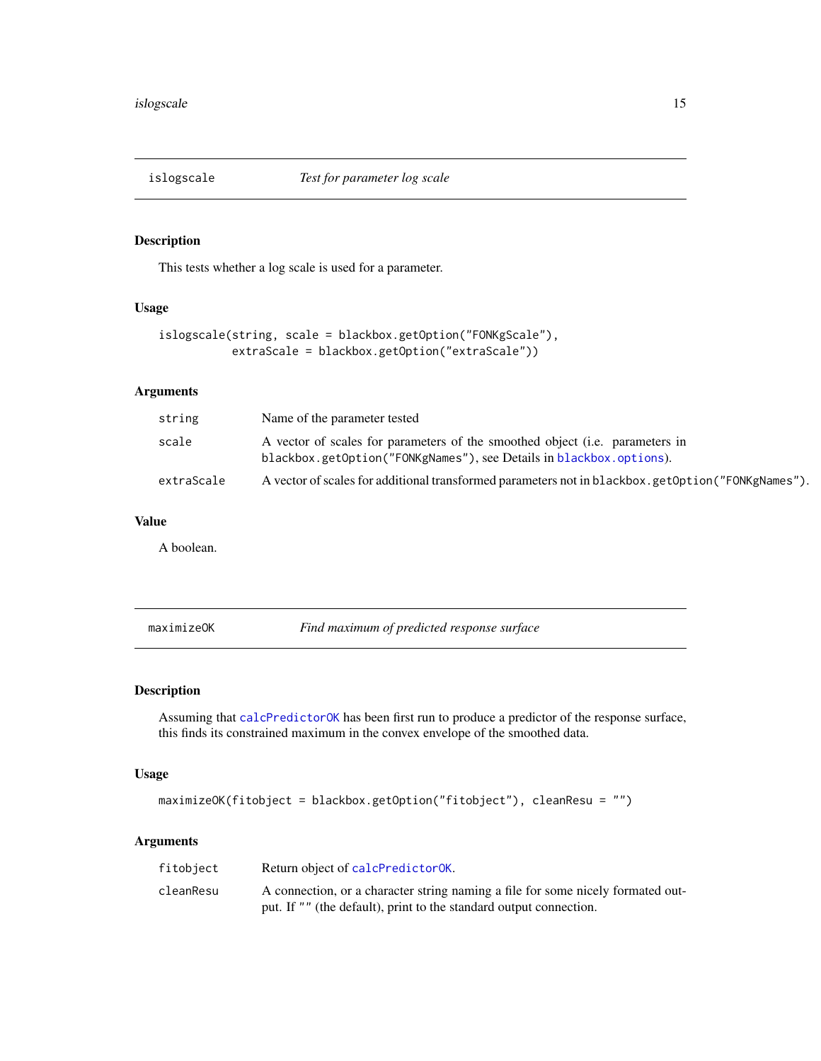## islogscale — *Test for parameter log scale*

### Description

This tests whether a log scale is used for a parameter.

### Usage

```
islogscale(string, scale = blackbox.getOption("FONKgScale"),
           extraScale = blackbox.getOption("extraScale"))
```

### Arguments

| | |
|---|---|
| `string` | Name of the parameter tested |
| `scale` | A vector of scales for parameters of the smoothed object (i.e. parameters in `blackbox.getOption("FONKgNames")`, see Details in `blackbox.options`). |
| `extraScale` | A vector of scales for additional transformed parameters not in `blackbox.getOption("FONKgNames")`. |

### Value

A boolean.

## maximizeOK — *Find maximum of predicted response surface*

### Description

Assuming that `calcPredictorOK` has been first run to produce a predictor of the response surface, this finds its constrained maximum in the convex envelope of the smoothed data.

### Usage

```
maximizeOK(fitobject = blackbox.getOption("fitobject"), cleanResu = "")
```

### Arguments

| | |
|---|---|
| `fitobject` | Return object of `calcPredictorOK`. |
| `cleanResu` | A connection, or a character string naming a file for some nicely formated output. If `""` (the default), print to the standard output connection. |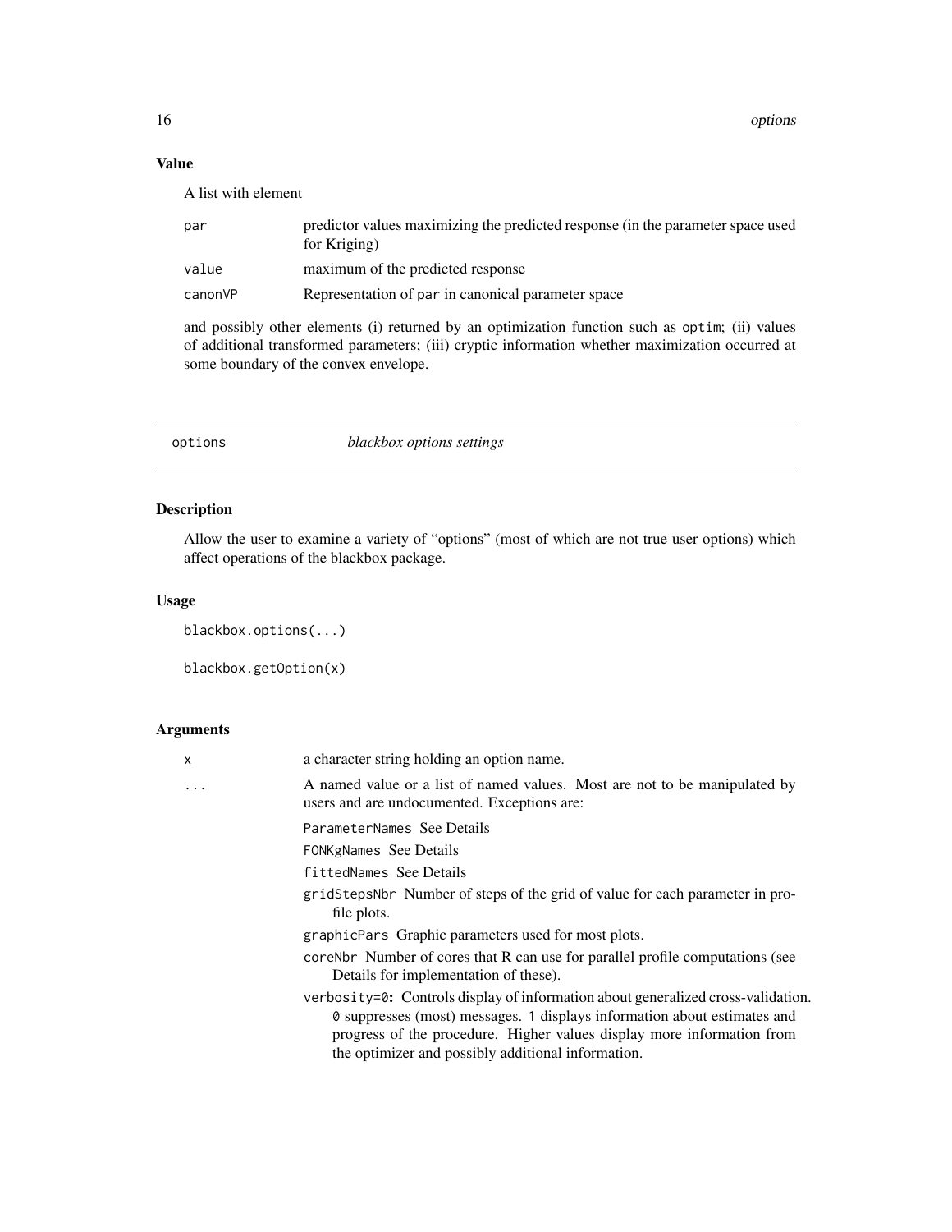## Value

A list with element

- `par`: predictor values maximizing the predicted response (in the parameter space used for Kriging)
- `value`: maximum of the predicted response
- `canonVP`: Representation of `par` in canonical parameter space

and possibly other elements (i) returned by an optimization function such as `optim`; (ii) values of additional transformed parameters; (iii) cryptic information whether maximization occurred at some boundary of the convex envelope.

---

# options — *blackbox options settings*

## Description

Allow the user to examine a variety of "options" (most of which are not true user options) which affect operations of the blackbox package.

## Usage

```
blackbox.options(...)

blackbox.getOption(x)
```

## Arguments

- `x`: a character string holding an option name.
- `...`: A named value or a list of named values. Most are not to be manipulated by users and are undocumented. Exceptions are:
  - `ParameterNames` See Details
  - `FONKgNames` See Details
  - `fittedNames` See Details
  - `gridStepsNbr` Number of steps of the grid of value for each parameter in profile plots.
  - `graphicPars` Graphic parameters used for most plots.
  - `coreNbr` Number of cores that R can use for parallel profile computations (see Details for implementation of these).
  - `verbosity=0`**:** Controls display of information about generalized cross-validation. `0` suppresses (most) messages. `1` displays information about estimates and progress of the procedure. Higher values display more information from the optimizer and possibly additional information.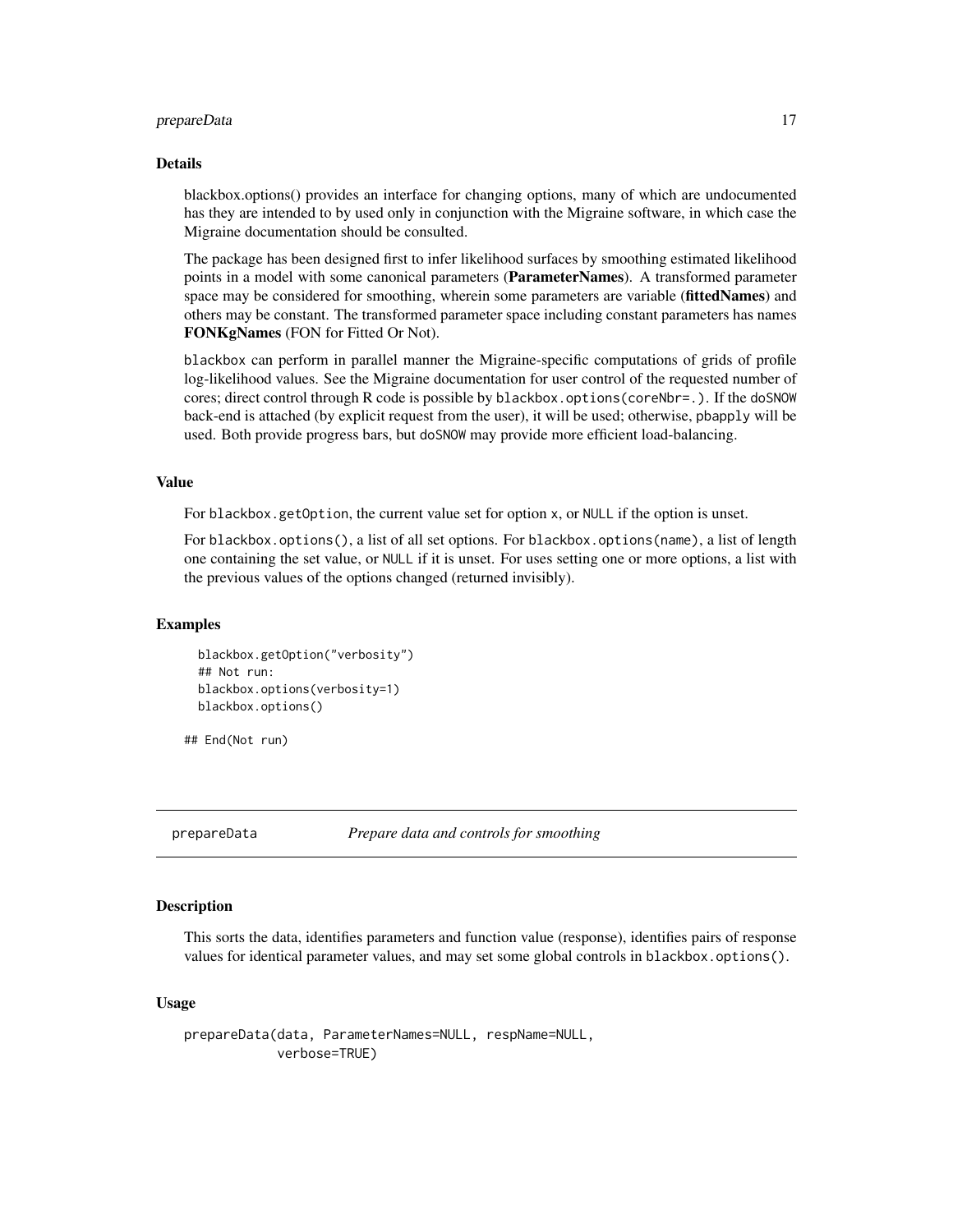### Details

blackbox.options() provides an interface for changing options, many of which are undocumented has they are intended to by used only in conjunction with the Migraine software, in which case the Migraine documentation should be consulted.

The package has been designed first to infer likelihood surfaces by smoothing estimated likelihood points in a model with some canonical parameters (**ParameterNames**). A transformed parameter space may be considered for smoothing, wherein some parameters are variable (**fittedNames**) and others may be constant. The transformed parameter space including constant parameters has names **FONKgNames** (FON for Fitted Or Not).

`blackbox` can perform in parallel manner the Migraine-specific computations of grids of profile log-likelihood values. See the Migraine documentation for user control of the requested number of cores; direct control through R code is possible by `blackbox.options(coreNbr=.)`. If the `doSNOW` back-end is attached (by explicit request from the user), it will be used; otherwise, `pbapply` will be used. Both provide progress bars, but `doSNOW` may provide more efficient load-balancing.

### Value

For `blackbox.getOption`, the current value set for option `x`, or `NULL` if the option is unset.

For `blackbox.options()`, a list of all set options. For `blackbox.options(name)`, a list of length one containing the set value, or `NULL` if it is unset. For uses setting one or more options, a list with the previous values of the options changed (returned invisibly).

### Examples

```
  blackbox.getOption("verbosity")
  ## Not run:
  blackbox.options(verbosity=1)
  blackbox.options()

## End(Not run)
```

---

## prepareData — *Prepare data and controls for smoothing*

---

### Description

This sorts the data, identifies parameters and function value (response), identifies pairs of response values for identical parameter values, and may set some global controls in `blackbox.options()`.

### Usage

```
prepareData(data, ParameterNames=NULL, respName=NULL,
            verbose=TRUE)
```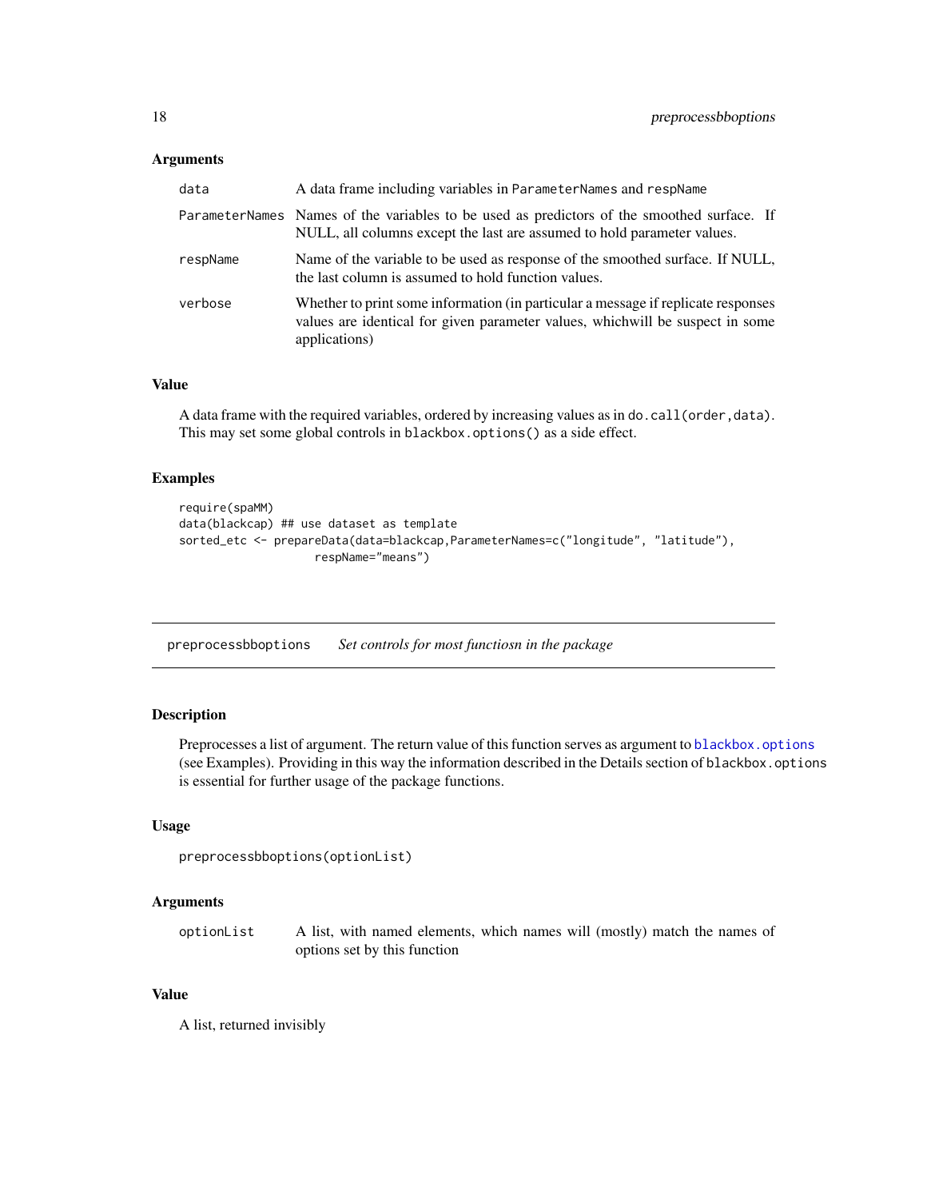### Arguments

| | |
|---|---|
| `data` | A data frame including variables in `ParameterNames` and `respName` |
| `ParameterNames` | Names of the variables to be used as predictors of the smoothed surface. If NULL, all columns except the last are assumed to hold parameter values. |
| `respName` | Name of the variable to be used as response of the smoothed surface. If NULL, the last column is assumed to hold function values. |
| `verbose` | Whether to print some information (in particular a message if replicate responses values are identical for given parameter values, whichwill be suspect in some applications) |

### Value

A data frame with the required variables, ordered by increasing values as in `do.call(order,data)`. This may set some global controls in `blackbox.options()` as a side effect.

### Examples

```
require(spaMM)
data(blackcap) ## use dataset as template
sorted_etc <- prepareData(data=blackcap,ParameterNames=c("longitude", "latitude"),
                  respName="means")
```

---

## preprocessbboptions *Set controls for most functiosn in the package*

### Description

Preprocesses a list of argument. The return value of this function serves as argument to `blackbox.options` (see Examples). Providing in this way the information described in the Details section of `blackbox.options` is essential for further usage of the package functions.

### Usage

```
preprocessbboptions(optionList)
```

### Arguments

| | |
|---|---|
| `optionList` | A list, with named elements, which names will (mostly) match the names of options set by this function |

### Value

A list, returned invisibly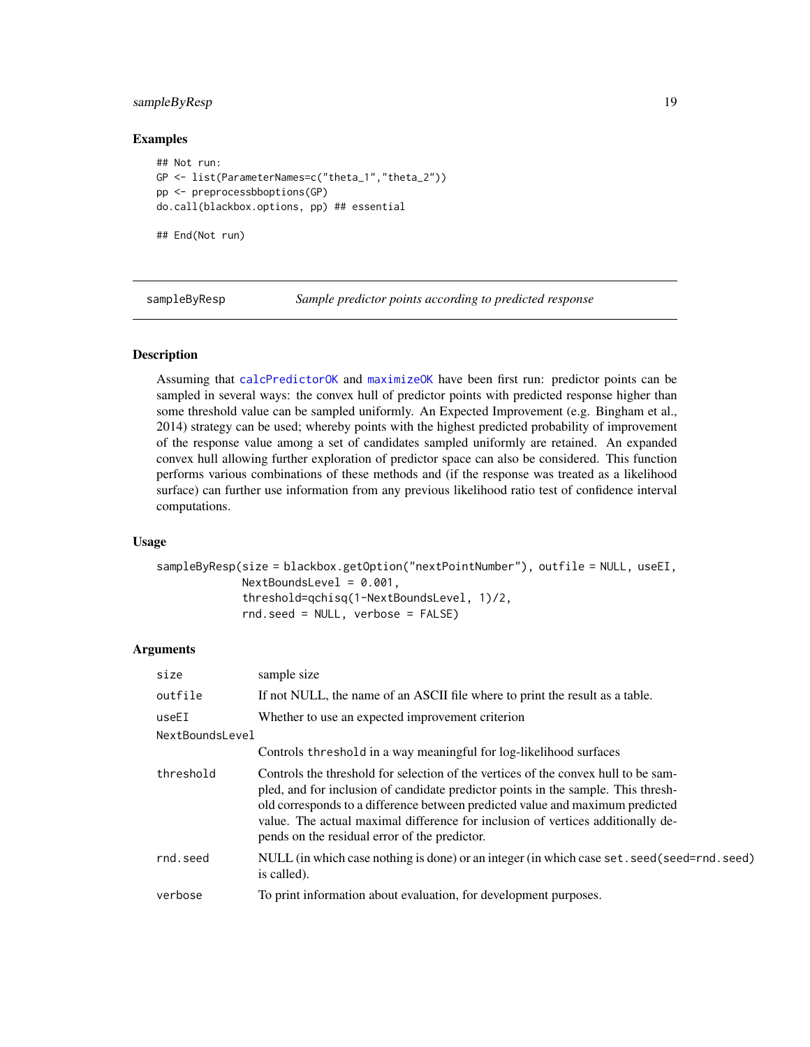## Examples

```
## Not run:
GP <- list(ParameterNames=c("theta_1","theta_2"))
pp <- preprocessbboptions(GP)
do.call(blackbox.options, pp) ## essential

## End(Not run)
```

---

## sampleByResp — *Sample predictor points according to predicted response*

### Description

Assuming that calcPredictorOK and maximizeOK have been first run: predictor points can be sampled in several ways: the convex hull of predictor points with predicted response higher than some threshold value can be sampled uniformly. An Expected Improvement (e.g. Bingham et al., 2014) strategy can be used; whereby points with the highest predicted probability of improvement of the response value among a set of candidates sampled uniformly are retained. An expanded convex hull allowing further exploration of predictor space can also be considered. This function performs various combinations of these methods and (if the response was treated as a likelihood surface) can further use information from any previous likelihood ratio test of confidence interval computations.

### Usage

```
sampleByResp(size = blackbox.getOption("nextPointNumber"), outfile = NULL, useEI,
             NextBoundsLevel = 0.001,
             threshold=qchisq(1-NextBoundsLevel, 1)/2,
             rnd.seed = NULL, verbose = FALSE)
```

### Arguments

| Argument | Description |
|---|---|
| `size` | sample size |
| `outfile` | If not NULL, the name of an ASCII file where to print the result as a table. |
| `useEI` | Whether to use an expected improvement criterion |
| `NextBoundsLevel` | Controls `threshold` in a way meaningful for log-likelihood surfaces |
| `threshold` | Controls the threshold for selection of the vertices of the convex hull to be sampled, and for inclusion of candidate predictor points in the sample. This threshold corresponds to a difference between predicted value and maximum predicted value. The actual maximal difference for inclusion of vertices additionally depends on the residual error of the predictor. |
| `rnd.seed` | NULL (in which case nothing is done) or an integer (in which case `set.seed(seed=rnd.seed)` is called). |
| `verbose` | To print information about evaluation, for development purposes. |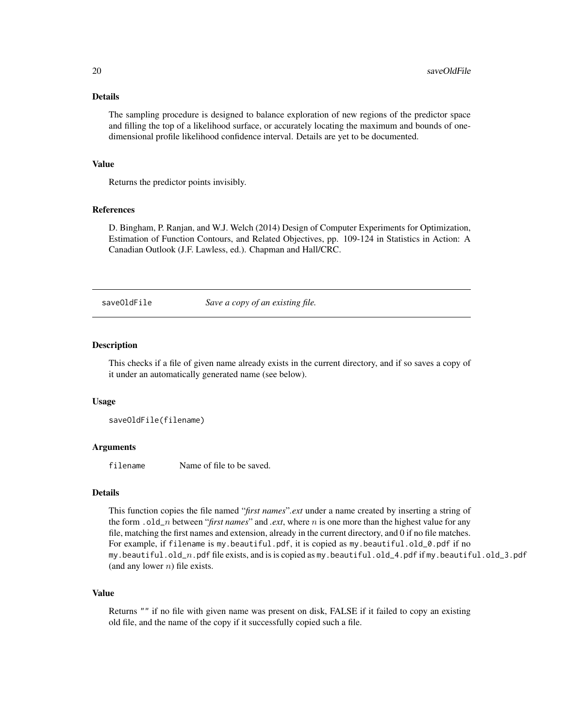### Details

The sampling procedure is designed to balance exploration of new regions of the predictor space and filling the top of a likelihood surface, or accurately locating the maximum and bounds of one-dimensional profile likelihood confidence interval. Details are yet to be documented.

### Value

Returns the predictor points invisibly.

### References

D. Bingham, P. Ranjan, and W.J. Welch (2014) Design of Computer Experiments for Optimization, Estimation of Function Contours, and Related Objectives, pp. 109-124 in Statistics in Action: A Canadian Outlook (J.F. Lawless, ed.). Chapman and Hall/CRC.

---

## saveOldFile    *Save a copy of an existing file.*

---

### Description

This checks if a file of given name already exists in the current directory, and if so saves a copy of it under an automatically generated name (see below).

### Usage

```
saveOldFile(filename)
```

### Arguments

`filename`    Name of file to be saved.

### Details

This function copies the file named "*first names*".*ext* under a name created by inserting a string of the form `.old_`$n$ between "*first names*" and *.ext*, where $n$ is one more than the highest value for any file, matching the first names and extension, already in the current directory, and 0 if no file matches. For example, if `filename` is `my.beautiful.pdf`, it is copied as `my.beautiful.old_0.pdf` if no `my.beautiful.old_`$n$`.pdf` file exists, and is is copied as `my.beautiful.old_4.pdf` if `my.beautiful.old_3.pdf` (and any lower $n$) file exists.

### Value

Returns `""` if no file with given name was present on disk, FALSE if it failed to copy an existing old file, and the name of the copy if it successfully copied such a file.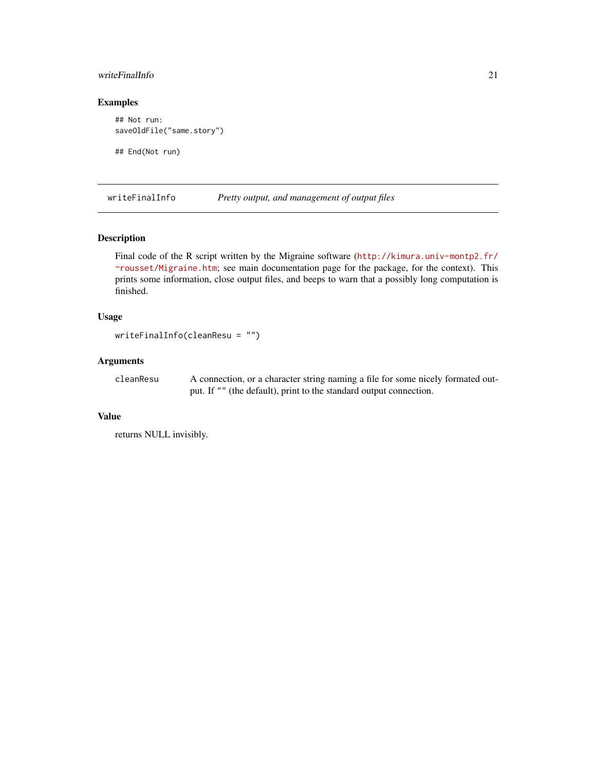## Examples

```
## Not run:
saveOldFile("same.story")

## End(Not run)
```

---

# writeFinalInfo — *Pretty output, and management of output files*

---

## Description

Final code of the R script written by the Migraine software (http://kimura.univ-montp2.fr/~rousset/Migraine.htm; see main documentation page for the package, for the context). This prints some information, close output files, and beeps to warn that a possibly long computation is finished.

## Usage

```
writeFinalInfo(cleanResu = "")
```

## Arguments

| | |
|---|---|
| cleanResu | A connection, or a character string naming a file for some nicely formated output. If "" (the default), print to the standard output connection. |

## Value

returns NULL invisibly.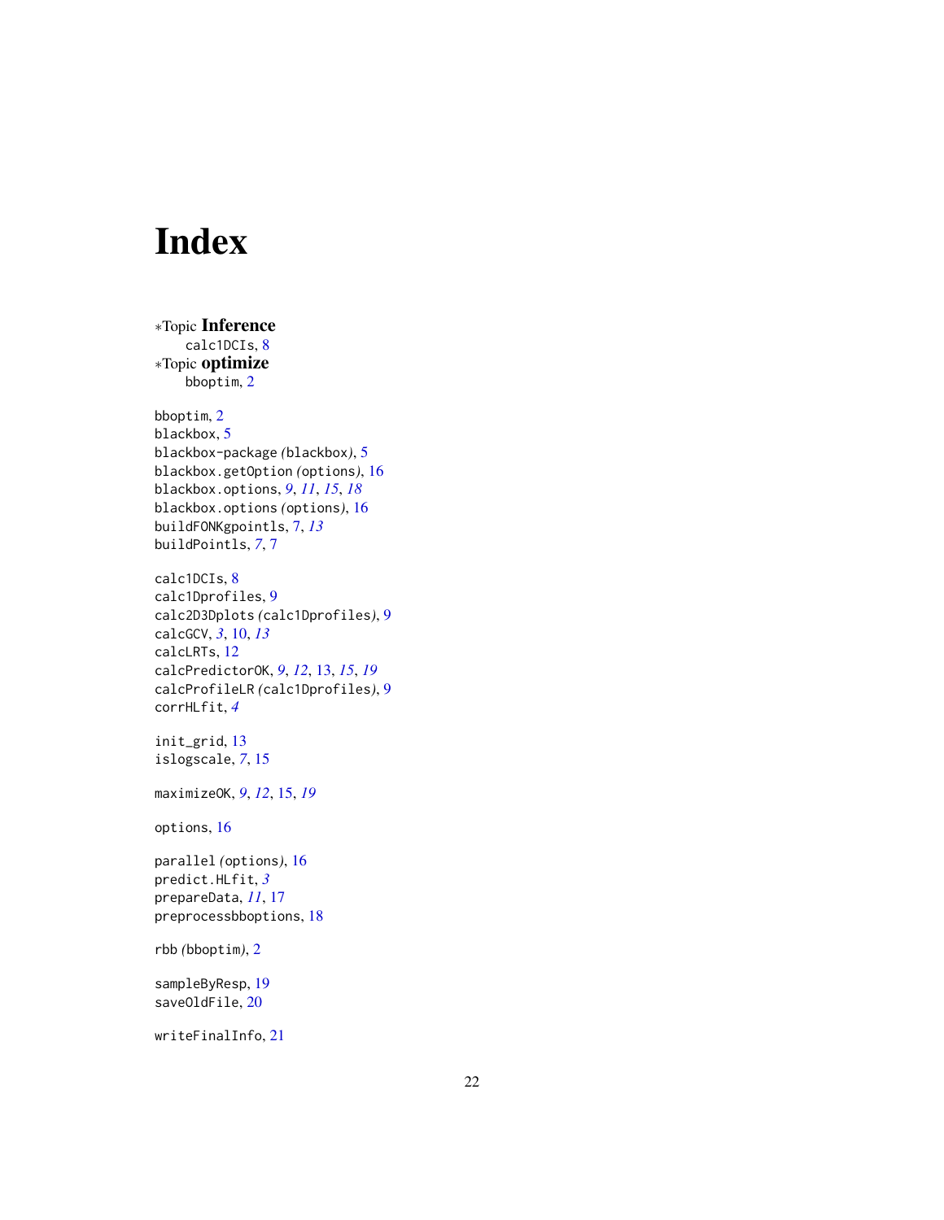# Index

*Topic **Inference**
  calc1DCIs, 8
*Topic **optimize**
  bboptim, 2

bboptim, 2
blackbox, 5
blackbox-package *(*blackbox*)*, 5
blackbox.getOption *(*options*)*, 16
blackbox.options, *9*, *11*, *15*, *18*
blackbox.options *(*options*)*, 16
buildFONKgpointls, 7, *13*
buildPointls, *7*, 7

calc1DCIs, 8
calc1Dprofiles, 9
calc2D3Dplots *(*calc1Dprofiles*)*, 9
calcGCV, *3*, 10, *13*
calcLRTs, 12
calcPredictorOK, *9*, *12*, 13, *15*, *19*
calcProfileLR *(*calc1Dprofiles*)*, 9
corrHLfit, *4*

init_grid, 13
islogscale, *7*, 15

maximizeOK, *9*, *12*, 15, *19*

options, 16

parallel *(*options*)*, 16
predict.HLfit, *3*
prepareData, *11*, 17
preprocessbboptions, 18

rbb *(*bboptim*)*, 2

sampleByResp, 19
saveOldFile, 20

writeFinalInfo, 21